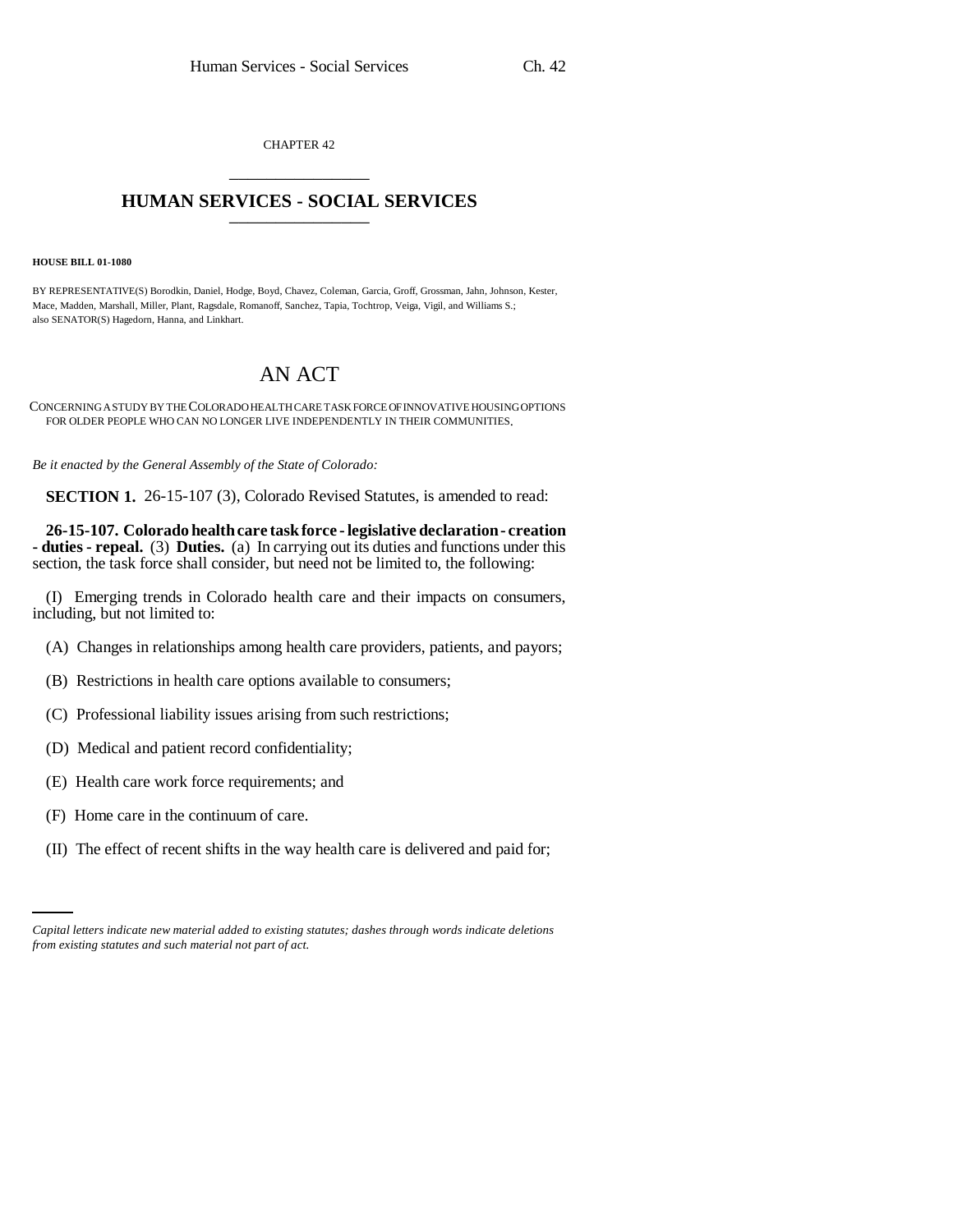CHAPTER 42

# HUMAN SERVICES - SOCIAL SERVICES

**HOUSE BILL 01-1080**

BY REPRESENTATIVE(S) Borodkin, Daniel, Hodge, Boyd, Chavez, Coleman, Garcia, Groff, Grossman, Jahn, Johnson, Kester, Mace, Madden, Marshall, Miller, Plant, Ragsdale, Romanoff, Sanchez, Tapia, Tochtrop, Veiga, Vigil, and Williams S.;
also SENATOR(S) Hagedorn, Hanna, and Linkhart.

## AN ACT

CONCERNING A STUDY BY THE COLORADO HEALTH CARE TASK FORCE OF INNOVATIVE HOUSING OPTIONS FOR OLDER PEOPLE WHO CAN NO LONGER LIVE INDEPENDENTLY IN THEIR COMMUNITIES.

*Be it enacted by the General Assembly of the State of Colorado:*

**SECTION 1.** 26-15-107 (3), Colorado Revised Statutes, is amended to read:

**26-15-107. Colorado health care task force - legislative declaration - creation - duties - repeal.** (3) **Duties.** (a) In carrying out its duties and functions under this section, the task force shall consider, but need not be limited to, the following:

(I) Emerging trends in Colorado health care and their impacts on consumers, including, but not limited to:

(A) Changes in relationships among health care providers, patients, and payors;

(B) Restrictions in health care options available to consumers;

(C) Professional liability issues arising from such restrictions;

(D) Medical and patient record confidentiality;

(E) Health care work force requirements; and

(F) Home care in the continuum of care.

(II) The effect of recent shifts in the way health care is delivered and paid for;

*Capital letters indicate new material added to existing statutes; dashes through words indicate deletions from existing statutes and such material not part of act.*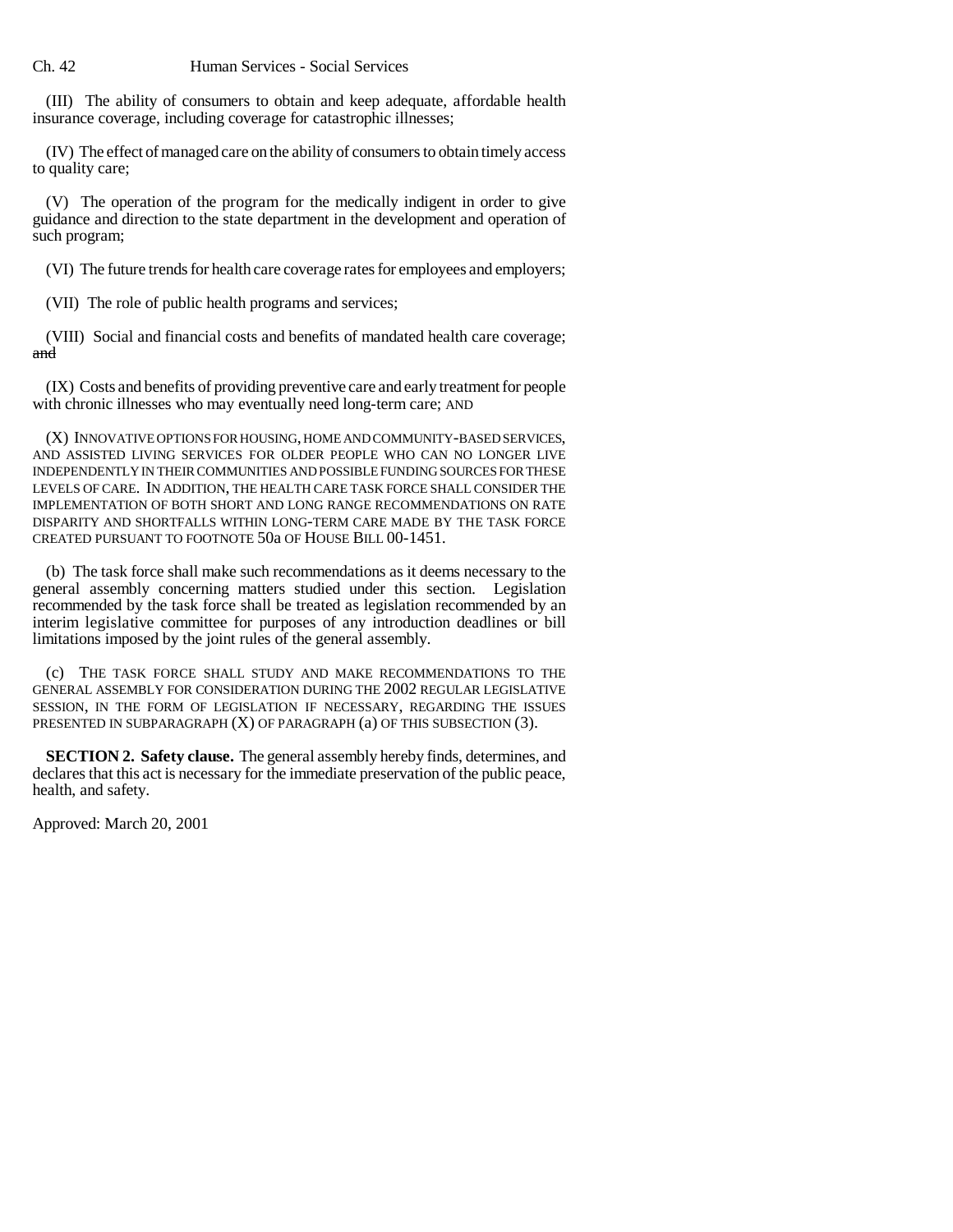(III) The ability of consumers to obtain and keep adequate, affordable health insurance coverage, including coverage for catastrophic illnesses;

(IV) The effect of managed care on the ability of consumers to obtain timely access to quality care;

(V) The operation of the program for the medically indigent in order to give guidance and direction to the state department in the development and operation of such program;

(VI) The future trends for health care coverage rates for employees and employers;

(VII) The role of public health programs and services;

(VIII) Social and financial costs and benefits of mandated health care coverage; ~~and~~

(IX) Costs and benefits of providing preventive care and early treatment for people with chronic illnesses who may eventually need long-term care; AND

(X) INNOVATIVE OPTIONS FOR HOUSING, HOME AND COMMUNITY-BASED SERVICES, AND ASSISTED LIVING SERVICES FOR OLDER PEOPLE WHO CAN NO LONGER LIVE INDEPENDENTLY IN THEIR COMMUNITIES AND POSSIBLE FUNDING SOURCES FOR THESE LEVELS OF CARE. IN ADDITION, THE HEALTH CARE TASK FORCE SHALL CONSIDER THE IMPLEMENTATION OF BOTH SHORT AND LONG RANGE RECOMMENDATIONS ON RATE DISPARITY AND SHORTFALLS WITHIN LONG-TERM CARE MADE BY THE TASK FORCE CREATED PURSUANT TO FOOTNOTE 50a OF HOUSE BILL 00-1451.

(b) The task force shall make such recommendations as it deems necessary to the general assembly concerning matters studied under this section. Legislation recommended by the task force shall be treated as legislation recommended by an interim legislative committee for purposes of any introduction deadlines or bill limitations imposed by the joint rules of the general assembly.

(c) THE TASK FORCE SHALL STUDY AND MAKE RECOMMENDATIONS TO THE GENERAL ASSEMBLY FOR CONSIDERATION DURING THE 2002 REGULAR LEGISLATIVE SESSION, IN THE FORM OF LEGISLATION IF NECESSARY, REGARDING THE ISSUES PRESENTED IN SUBPARAGRAPH (X) OF PARAGRAPH (a) OF THIS SUBSECTION (3).

**SECTION 2. Safety clause.** The general assembly hereby finds, determines, and declares that this act is necessary for the immediate preservation of the public peace, health, and safety.

Approved: March 20, 2001